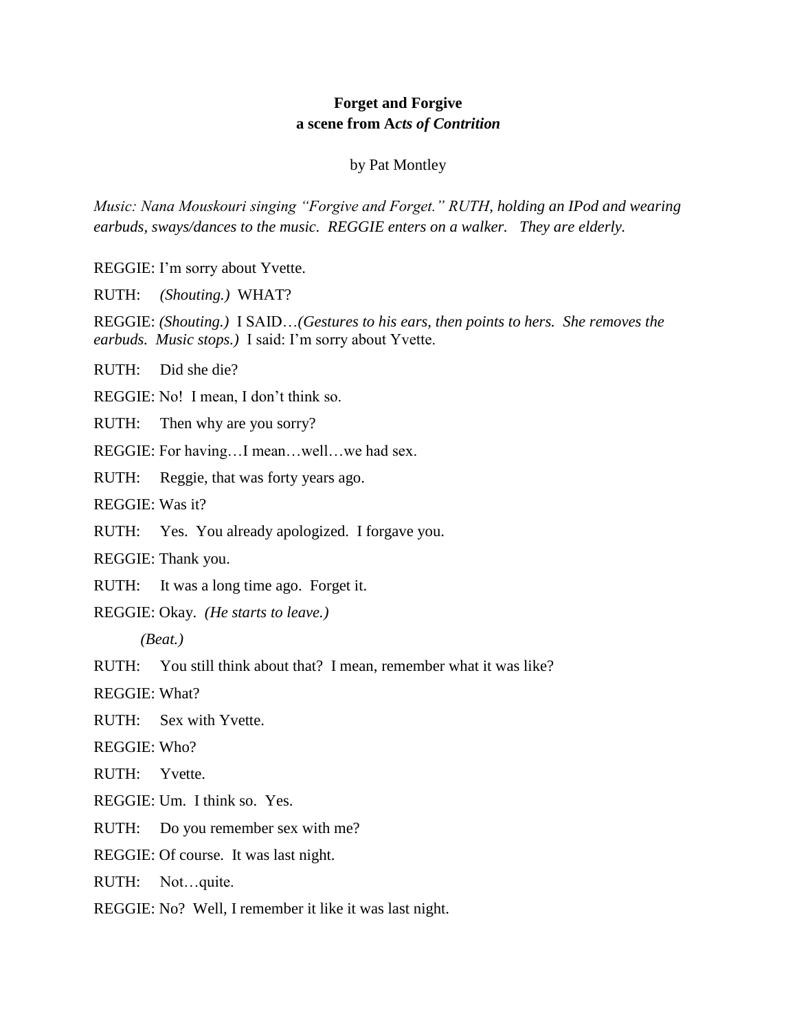**Forget and Forgive**
**a scene from A*cts of Contrition***

by Pat Montley

*Music: Nana Mouskouri singing "Forgive and Forget." RUTH, holding an IPod and wearing earbuds, sways/dances to the music. REGGIE enters on a walker. They are elderly.*

REGGIE: I'm sorry about Yvette.

RUTH: *(Shouting.)* WHAT?

REGGIE: *(Shouting.)* I SAID…*(Gestures to his ears, then points to hers. She removes the earbuds. Music stops.)* I said: I'm sorry about Yvette.

RUTH: Did she die?

REGGIE: No! I mean, I don't think so.

RUTH: Then why are you sorry?

REGGIE: For having…I mean…well…we had sex.

RUTH: Reggie, that was forty years ago.

REGGIE: Was it?

RUTH: Yes. You already apologized. I forgave you.

REGGIE: Thank you.

RUTH: It was a long time ago. Forget it.

REGGIE: Okay. *(He starts to leave.)*

*(Beat.)*

RUTH: You still think about that? I mean, remember what it was like?

REGGIE: What?

RUTH: Sex with Yvette.

REGGIE: Who?

RUTH: Yvette.

REGGIE: Um. I think so. Yes.

RUTH: Do you remember sex with me?

REGGIE: Of course. It was last night.

RUTH: Not…quite.

REGGIE: No? Well, I remember it like it was last night.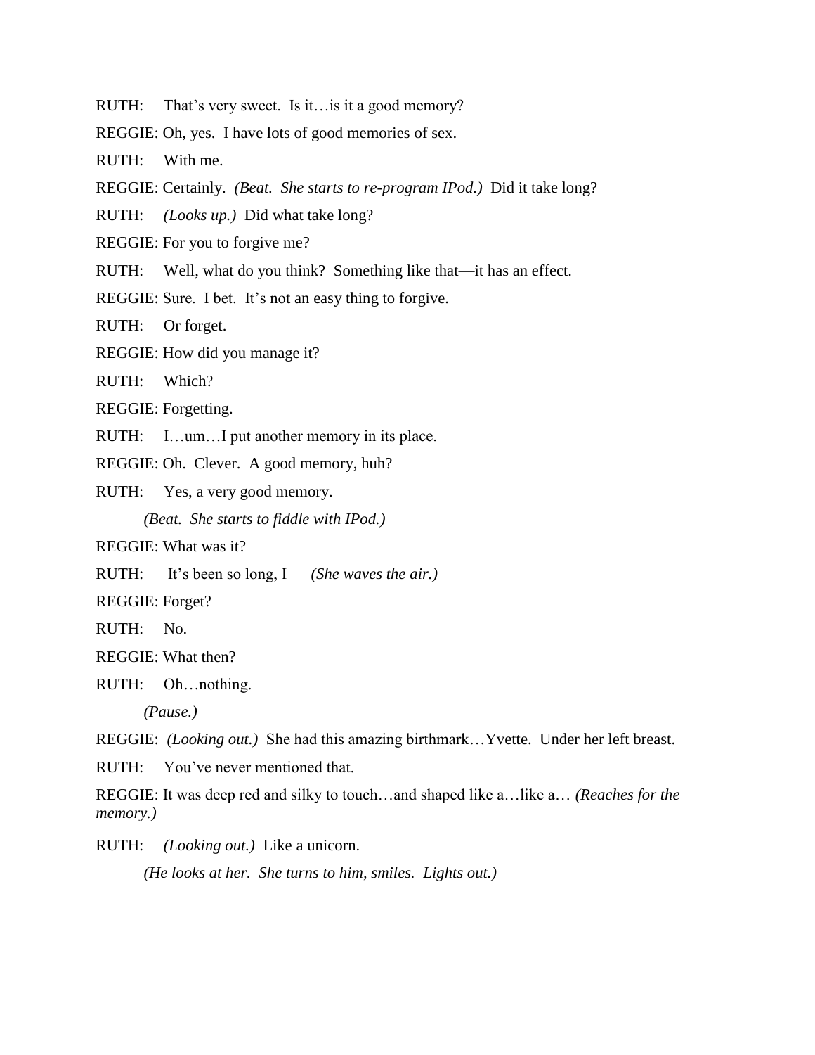RUTH: That's very sweet. Is it…is it a good memory?

REGGIE: Oh, yes. I have lots of good memories of sex.

RUTH: With me.

REGGIE: Certainly. *(Beat. She starts to re-program IPod.)* Did it take long?

RUTH: *(Looks up.)* Did what take long?

REGGIE: For you to forgive me?

RUTH: Well, what do you think? Something like that—it has an effect.

REGGIE: Sure. I bet. It's not an easy thing to forgive.

RUTH: Or forget.

REGGIE: How did you manage it?

RUTH: Which?

REGGIE: Forgetting.

RUTH: I…um…I put another memory in its place.

REGGIE: Oh. Clever. A good memory, huh?

RUTH: Yes, a very good memory.

*(Beat. She starts to fiddle with IPod.)*

REGGIE: What was it?

RUTH: It's been so long, I— *(She waves the air.)*

REGGIE: Forget?

RUTH: No.

REGGIE: What then?

RUTH: Oh…nothing.

*(Pause.)*

REGGIE: *(Looking out.)* She had this amazing birthmark…Yvette. Under her left breast.

RUTH: You've never mentioned that.

REGGIE: It was deep red and silky to touch…and shaped like a…like a… *(Reaches for the memory.)*

RUTH: *(Looking out.)* Like a unicorn.

*(He looks at her. She turns to him, smiles. Lights out.)*